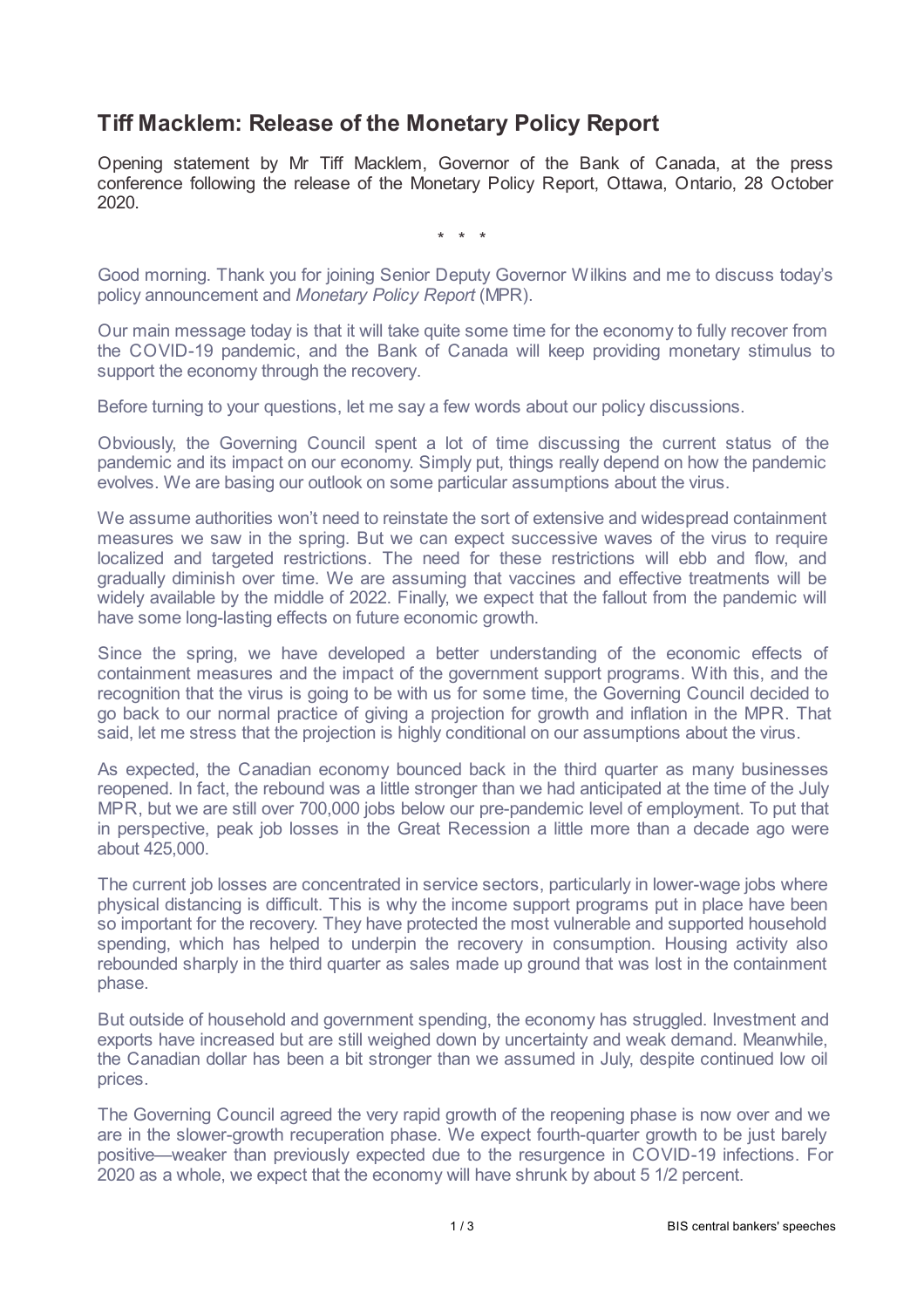# Tiff Macklem: Release of the Monetary Policy Report

Opening statement by Mr Tiff Macklem, Governor of the Bank of Canada, at the press conference following the release of the Monetary Policy Report, Ottawa, Ontario, 28 October 2020.

\* \* \*

Good morning. Thank you for joining Senior Deputy Governor Wilkins and me to discuss today's policy announcement and *Monetary Policy Report* (MPR).

Our main message today is that it will take quite some time for the economy to fully recover from the COVID-19 pandemic, and the Bank of Canada will keep providing monetary stimulus to support the economy through the recovery.

Before turning to your questions, let me say a few words about our policy discussions.

Obviously, the Governing Council spent a lot of time discussing the current status of the pandemic and its impact on our economy. Simply put, things really depend on how the pandemic evolves. We are basing our outlook on some particular assumptions about the virus.

We assume authorities won't need to reinstate the sort of extensive and widespread containment measures we saw in the spring. But we can expect successive waves of the virus to require localized and targeted restrictions. The need for these restrictions will ebb and flow, and gradually diminish over time. We are assuming that vaccines and effective treatments will be widely available by the middle of 2022. Finally, we expect that the fallout from the pandemic will have some long-lasting effects on future economic growth.

Since the spring, we have developed a better understanding of the economic effects of containment measures and the impact of the government support programs. With this, and the recognition that the virus is going to be with us for some time, the Governing Council decided to go back to our normal practice of giving a projection for growth and inflation in the MPR. That said, let me stress that the projection is highly conditional on our assumptions about the virus.

As expected, the Canadian economy bounced back in the third quarter as many businesses reopened. In fact, the rebound was a little stronger than we had anticipated at the time of the July MPR, but we are still over 700,000 jobs below our pre-pandemic level of employment. To put that in perspective, peak job losses in the Great Recession a little more than a decade ago were about 425,000.

The current job losses are concentrated in service sectors, particularly in lower-wage jobs where physical distancing is difficult. This is why the income support programs put in place have been so important for the recovery. They have protected the most vulnerable and supported household spending, which has helped to underpin the recovery in consumption. Housing activity also rebounded sharply in the third quarter as sales made up ground that was lost in the containment phase.

But outside of household and government spending, the economy has struggled. Investment and exports have increased but are still weighed down by uncertainty and weak demand. Meanwhile, the Canadian dollar has been a bit stronger than we assumed in July, despite continued low oil prices.

The Governing Council agreed the very rapid growth of the reopening phase is now over and we are in the slower-growth recuperation phase. We expect fourth-quarter growth to be just barely positive—weaker than previously expected due to the resurgence in COVID-19 infections. For 2020 as a whole, we expect that the economy will have shrunk by about 5 1/2 percent.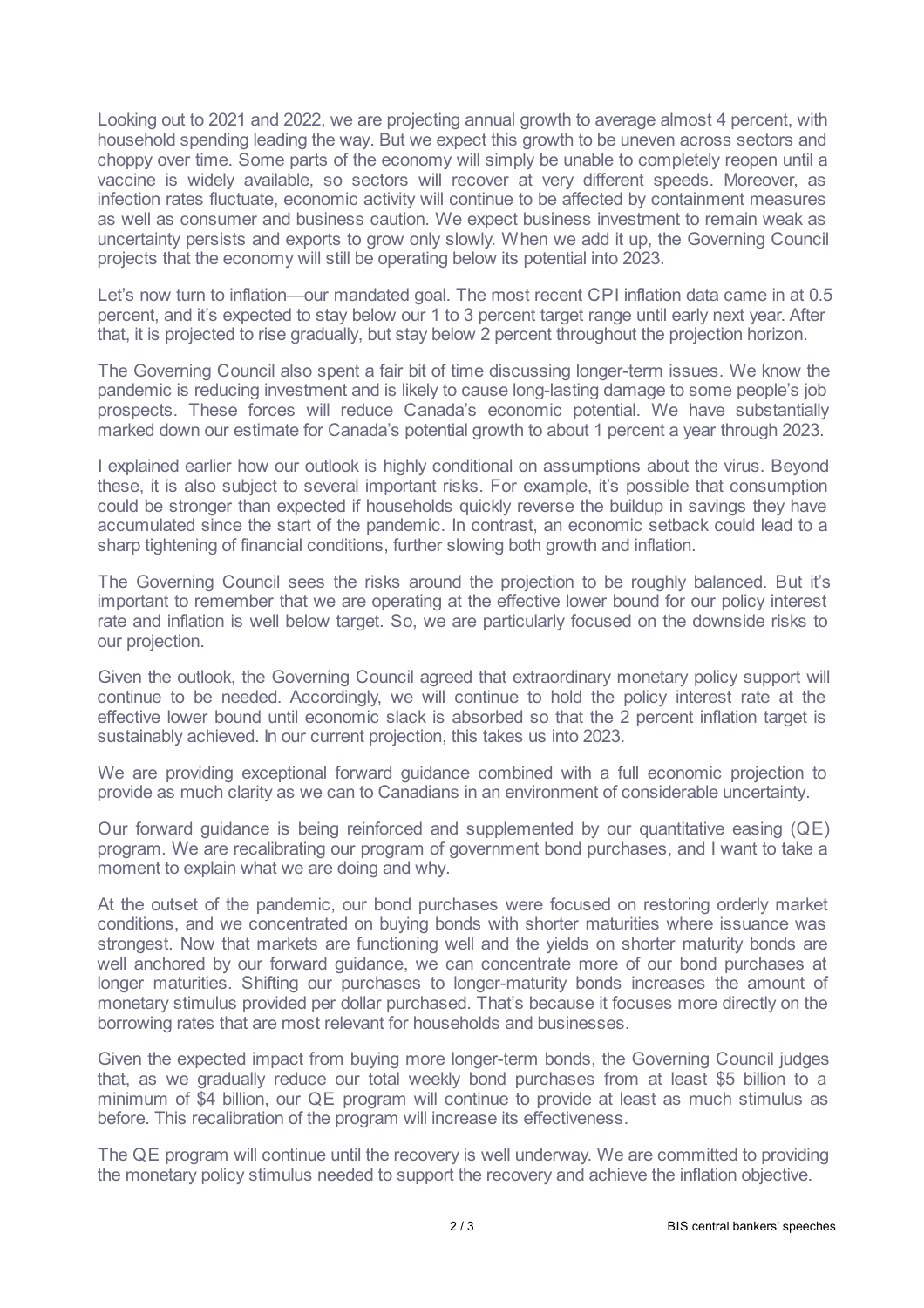Looking out to 2021 and 2022, we are projecting annual growth to average almost 4 percent, with household spending leading the way. But we expect this growth to be uneven across sectors and choppy over time. Some parts of the economy will simply be unable to completely reopen until a vaccine is widely available, so sectors will recover at very different speeds. Moreover, as infection rates fluctuate, economic activity will continue to be affected by containment measures as well as consumer and business caution. We expect business investment to remain weak as uncertainty persists and exports to grow only slowly. When we add it up, the Governing Council projects that the economy will still be operating below its potential into 2023.

Let's now turn to inflation—our mandated goal. The most recent CPI inflation data came in at 0.5 percent, and it's expected to stay below our 1 to 3 percent target range until early next year. After that, it is projected to rise gradually, but stay below 2 percent throughout the projection horizon.

The Governing Council also spent a fair bit of time discussing longer-term issues. We know the pandemic is reducing investment and is likely to cause long-lasting damage to some people's job prospects. These forces will reduce Canada's economic potential. We have substantially marked down our estimate for Canada's potential growth to about 1 percent a year through 2023.

I explained earlier how our outlook is highly conditional on assumptions about the virus. Beyond these, it is also subject to several important risks. For example, it's possible that consumption could be stronger than expected if households quickly reverse the buildup in savings they have accumulated since the start of the pandemic. In contrast, an economic setback could lead to a sharp tightening of financial conditions, further slowing both growth and inflation.

The Governing Council sees the risks around the projection to be roughly balanced. But it's important to remember that we are operating at the effective lower bound for our policy interest rate and inflation is well below target. So, we are particularly focused on the downside risks to our projection.

Given the outlook, the Governing Council agreed that extraordinary monetary policy support will continue to be needed. Accordingly, we will continue to hold the policy interest rate at the effective lower bound until economic slack is absorbed so that the 2 percent inflation target is sustainably achieved. In our current projection, this takes us into 2023.

We are providing exceptional forward guidance combined with a full economic projection to provide as much clarity as we can to Canadians in an environment of considerable uncertainty.

Our forward guidance is being reinforced and supplemented by our quantitative easing (QE) program. We are recalibrating our program of government bond purchases, and I want to take a moment to explain what we are doing and why.

At the outset of the pandemic, our bond purchases were focused on restoring orderly market conditions, and we concentrated on buying bonds with shorter maturities where issuance was strongest. Now that markets are functioning well and the yields on shorter maturity bonds are well anchored by our forward guidance, we can concentrate more of our bond purchases at longer maturities. Shifting our purchases to longer-maturity bonds increases the amount of monetary stimulus provided per dollar purchased. That's because it focuses more directly on the borrowing rates that are most relevant for households and businesses.

Given the expected impact from buying more longer-term bonds, the Governing Council judges that, as we gradually reduce our total weekly bond purchases from at least $5 billion to a minimum of $4 billion, our QE program will continue to provide at least as much stimulus as before. This recalibration of the program will increase its effectiveness.

The QE program will continue until the recovery is well underway. We are committed to providing the monetary policy stimulus needed to support the recovery and achieve the inflation objective.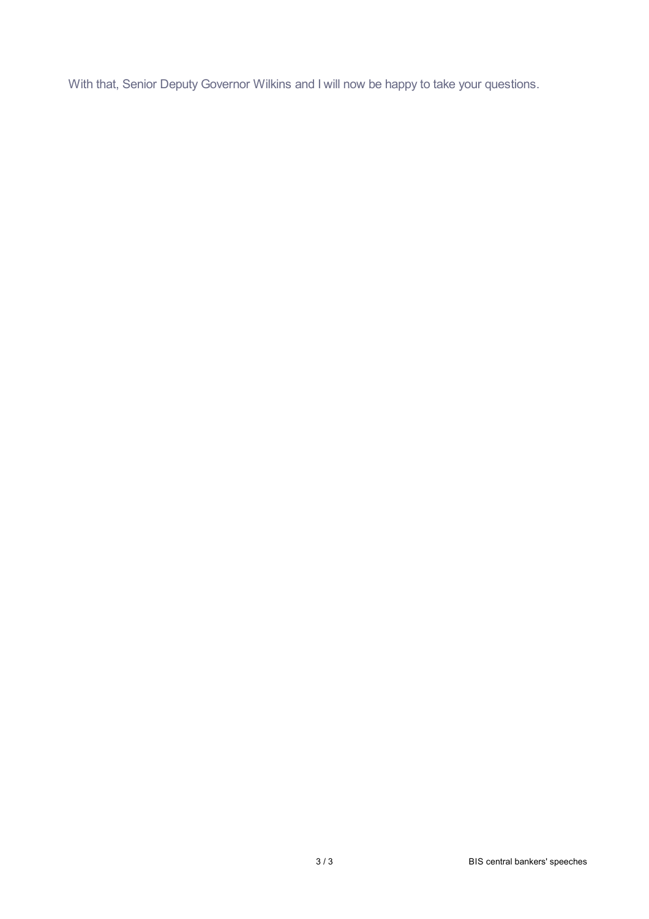With that, Senior Deputy Governor Wilkins and I will now be happy to take your questions.